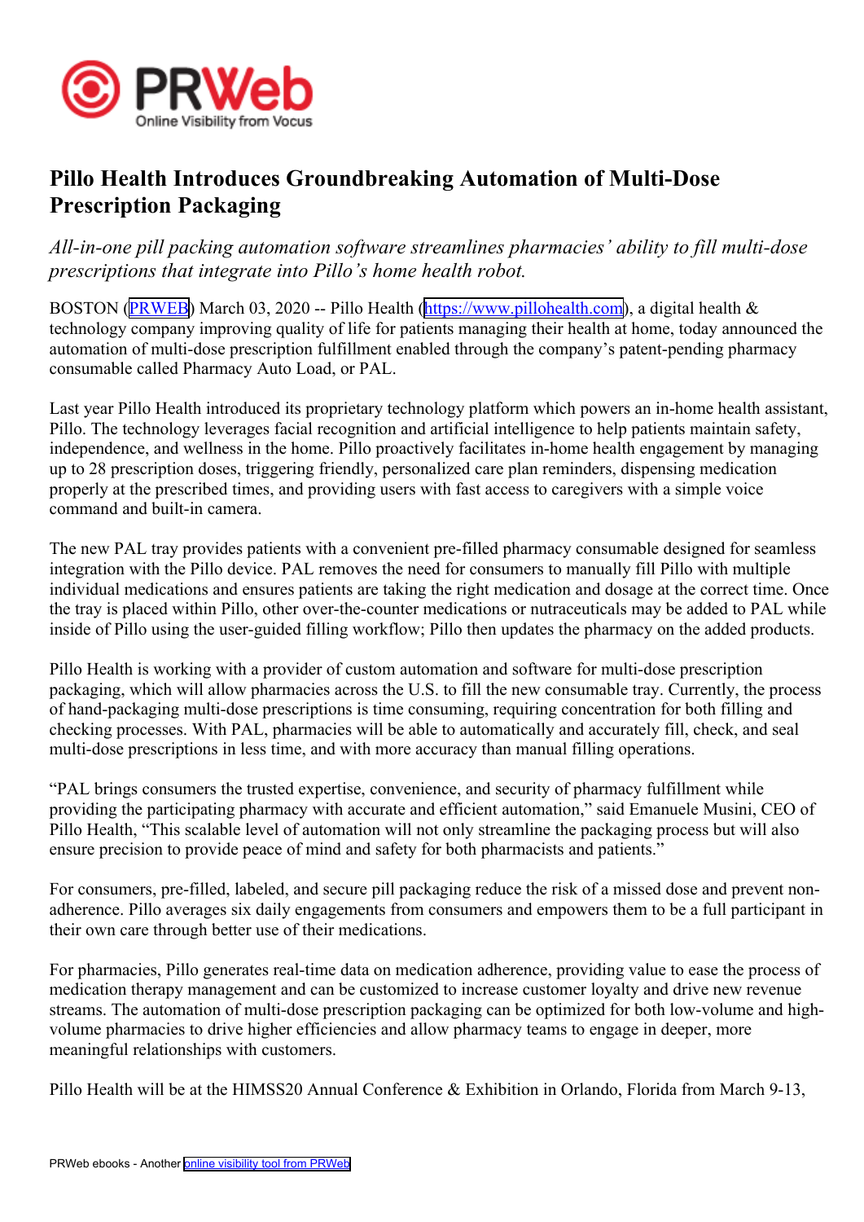# Pillo Health Introduces Groundbreaking Automation of Multi-Dose Prescription Packaging

*All-in-one pill packing automation software streamlines pharmacies' ability to fill multi-dose prescriptions that integrate into Pillo's home health robot.*

BOSTON (PRWEB) March 03, 2020 -- Pillo Health (https://www.pillohealth.com), a digital health & technology company improving quality of life for patients managing their health at home, today announced the automation of multi-dose prescription fulfillment enabled through the company's patent-pending pharmacy consumable called Pharmacy Auto Load, or PAL.

Last year Pillo Health introduced its proprietary technology platform which powers an in-home health assistant, Pillo. The technology leverages facial recognition and artificial intelligence to help patients maintain safety, independence, and wellness in the home. Pillo proactively facilitates in-home health engagement by managing up to 28 prescription doses, triggering friendly, personalized care plan reminders, dispensing medication properly at the prescribed times, and providing users with fast access to caregivers with a simple voice command and built-in camera.

The new PAL tray provides patients with a convenient pre-filled pharmacy consumable designed for seamless integration with the Pillo device. PAL removes the need for consumers to manually fill Pillo with multiple individual medications and ensures patients are taking the right medication and dosage at the correct time. Once the tray is placed within Pillo, other over-the-counter medications or nutraceuticals may be added to PAL while inside of Pillo using the user-guided filling workflow; Pillo then updates the pharmacy on the added products.

Pillo Health is working with a provider of custom automation and software for multi-dose prescription packaging, which will allow pharmacies across the U.S. to fill the new consumable tray. Currently, the process of hand-packaging multi-dose prescriptions is time consuming, requiring concentration for both filling and checking processes. With PAL, pharmacies will be able to automatically and accurately fill, check, and seal multi-dose prescriptions in less time, and with more accuracy than manual filling operations.

"PAL brings consumers the trusted expertise, convenience, and security of pharmacy fulfillment while providing the participating pharmacy with accurate and efficient automation," said Emanuele Musini, CEO of Pillo Health, "This scalable level of automation will not only streamline the packaging process but will also ensure precision to provide peace of mind and safety for both pharmacists and patients."

For consumers, pre-filled, labeled, and secure pill packaging reduce the risk of a missed dose and prevent non-adherence. Pillo averages six daily engagements from consumers and empowers them to be a full participant in their own care through better use of their medications.

For pharmacies, Pillo generates real-time data on medication adherence, providing value to ease the process of medication therapy management and can be customized to increase customer loyalty and drive new revenue streams. The automation of multi-dose prescription packaging can be optimized for both low-volume and high-volume pharmacies to drive higher efficiencies and allow pharmacy teams to engage in deeper, more meaningful relationships with customers.

Pillo Health will be at the HIMSS20 Annual Conference & Exhibition in Orlando, Florida from March 9-13,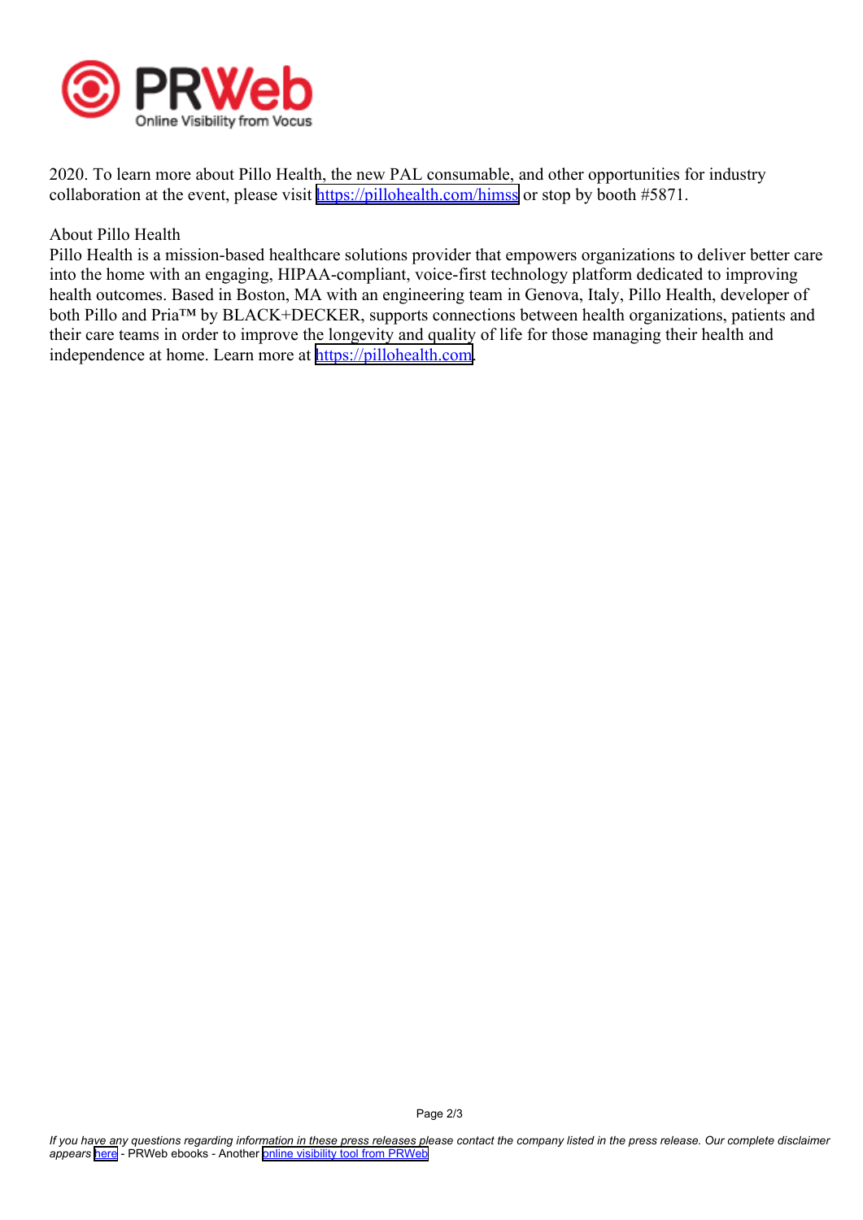2020. To learn more about Pillo Health, the new PAL consumable, and other opportunities for industry collaboration at the event, please visit https://pillohealth.com/himss or stop by booth #5871.

About Pillo Health
Pillo Health is a mission-based healthcare solutions provider that empowers organizations to deliver better care into the home with an engaging, HIPAA-compliant, voice-first technology platform dedicated to improving health outcomes. Based in Boston, MA with an engineering team in Genova, Italy, Pillo Health, developer of both Pillo and Pria™ by BLACK+DECKER, supports connections between health organizations, patients and their care teams in order to improve the longevity and quality of life for those managing their health and independence at home. Learn more at https://pillohealth.com.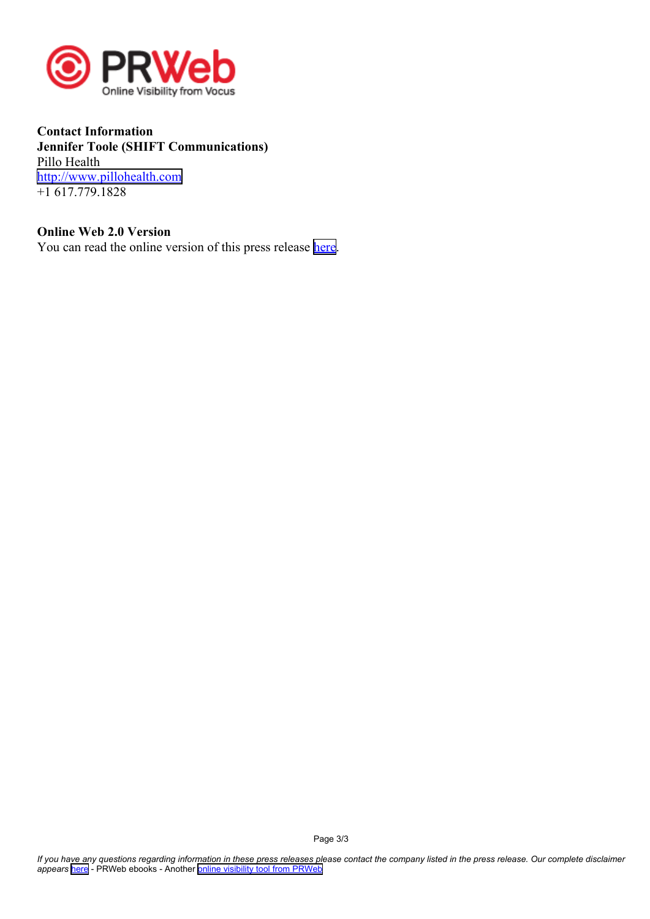**Contact Information**
**Jennifer Toole (SHIFT Communications)**
Pillo Health
http://www.pillohealth.com
+1 617.779.1828

**Online Web 2.0 Version**
You can read the online version of this press release here.

*If you have any questions regarding information in these press releases please contact the company listed in the press release. Our complete disclaimer appears here* - PRWeb ebooks - Another online visibility tool from PRWeb